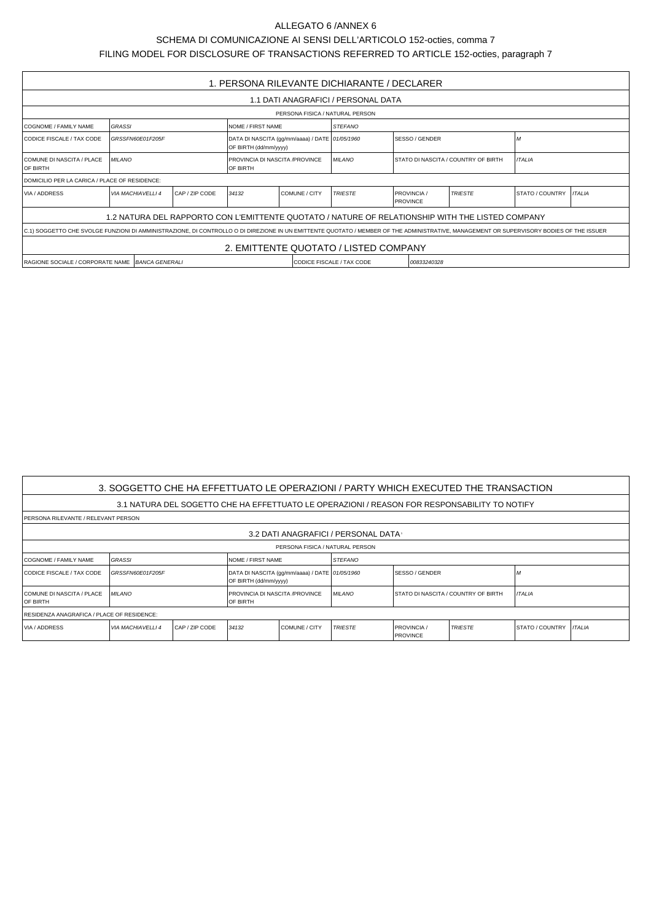ALLEGATO 6 /ANNEX 6

SCHEMA DI COMUNICAZIONE AI SENSI DELL'ARTICOLO 152-octies, comma 7

FILING MODEL FOR DISCLOSURE OF TRANSACTIONS REFERRED TO ARTICLE 152-octies, paragraph 7

## 1. PERSONA RILEVANTE DICHIARANTE / DECLARER

### 1.1 DATI ANAGRAFICI / PERSONAL DATA

PERSONA FISICA / NATURAL PERSON

| | | | | | | | | | |
|---|---|---|---|---|---|---|---|---|---|
| COGNOME / FAMILY NAME | *GRASSI* | | NOME / FIRST NAME | | *STEFANO* | | | | |
| CODICE FISCALE / TAX CODE | *GRSSFN60E01F205F* | | DATA DI NASCITA (gg/mm/aaaa) / DATE OF BIRTH (dd/mm/yyyy) | | *01/05/1960* | SESSO / GENDER | | *M* | |
| COMUNE DI NASCITA / PLACE OF BIRTH | *MILANO* | | PROVINCIA DI NASCITA /PROVINCE OF BIRTH | | *MILANO* | STATO DI NASCITA / COUNTRY OF BIRTH | | *ITALIA* | |
| DOMICILIO PER LA CARICA / PLACE OF RESIDENCE: | | | | | | | | | |
| VIA / ADDRESS | *VIA MACHIAVELLI 4* | CAP / ZIP CODE | *34132* | COMUNE / CITY | *TRIESTE* | PROVINCIA / PROVINCE | *TRIESTE* | STATO / COUNTRY | *ITALIA* |

### 1.2 NATURA DEL RAPPORTO CON L'EMITTENTE QUOTATO / NATURE OF RELATIONSHIP WITH THE LISTED COMPANY

C.1) SOGGETTO CHE SVOLGE FUNZIONI DI AMMINISTRAZIONE, DI CONTROLLO O DI DIREZIONE IN UN EMITTENTE QUOTATO / MEMBER OF THE ADMINISTRATIVE, MANAGEMENT OR SUPERVISORY BODIES OF THE ISSUER

## 2. EMITTENTE QUOTATO / LISTED COMPANY

| | | | |
|---|---|---|---|
| RAGIONE SOCIALE / CORPORATE NAME | *BANCA GENERALI* | CODICE FISCALE / TAX CODE | *00833240328* |

## 3. SOGGETTO CHE HA EFFETTUATO LE OPERAZIONI / PARTY WHICH EXECUTED THE TRANSACTION

### 3.1 NATURA DEL SOGETTO CHE HA EFFETTUATO LE OPERAZIONI / REASON FOR RESPONSABILITY TO NOTIFY

PERSONA RILEVANTE / RELEVANT PERSON

### 3.2 DATI ANAGRAFICI / PERSONAL DATA

PERSONA FISICA / NATURAL PERSON

| | | | | | | | | | |
|---|---|---|---|---|---|---|---|---|---|
| COGNOME / FAMILY NAME | *GRASSI* | | NOME / FIRST NAME | | *STEFANO* | | | | |
| CODICE FISCALE / TAX CODE | *GRSSFN60E01F205F* | | DATA DI NASCITA (gg/mm/aaaa) / DATE OF BIRTH (dd/mm/yyyy) | | *01/05/1960* | SESSO / GENDER | | *M* | |
| COMUNE DI NASCITA / PLACE OF BIRTH | *MILANO* | | PROVINCIA DI NASCITA /PROVINCE OF BIRTH | | *MILANO* | STATO DI NASCITA / COUNTRY OF BIRTH | | *ITALIA* | |
| RESIDENZA ANAGRAFICA / PLACE OF RESIDENCE: | | | | | | | | | |
| VIA / ADDRESS | *VIA MACHIAVELLI 4* | CAP / ZIP CODE | *34132* | COMUNE / CITY | *TRIESTE* | PROVINCIA / PROVINCE | *TRIESTE* | STATO / COUNTRY | *ITALIA* |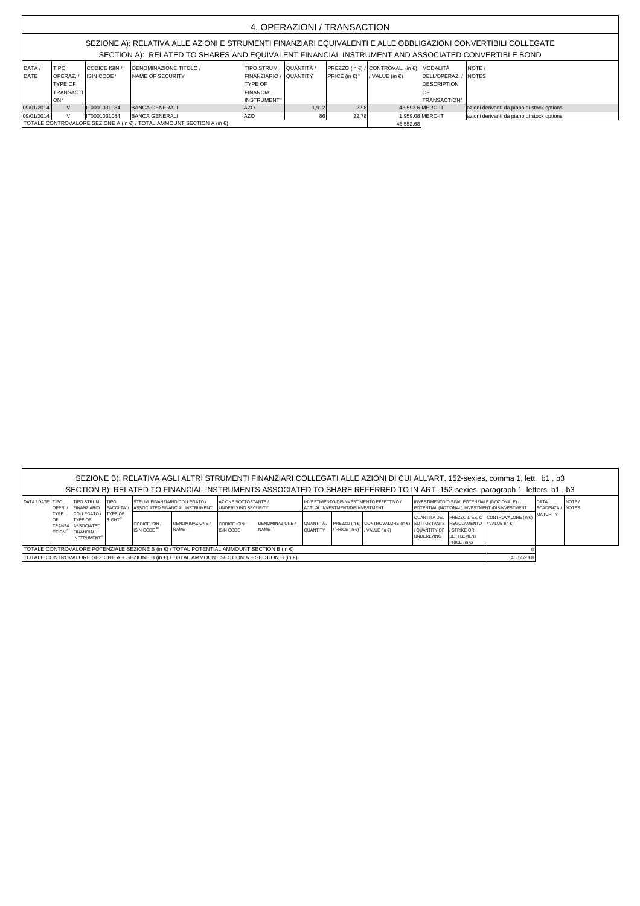# 4. OPERAZIONI / TRANSACTION

## SEZIONE A): RELATIVA ALLE AZIONI E STRUMENTI FINANZIARI EQUIVALENTI E ALLE OBBLIGAZIONI CONVERTIBILI COLLEGATE
## SECTION A): RELATED TO SHARES AND EQUIVALENT FINANCIAL INSTRUMENT AND ASSOCIATED CONVERTIBLE BOND

| DATA / DATE | TIPO OPERAZ. / TYPE OF TRANSACTION[2] | CODICE ISIN / ISIN CODE[3] | DENOMINAZIONE TITOLO / NAME OF SECURITY | TIPO STRUM. FINANZIARIO / TYPE OF FINANCIAL INSTRUMENT[4] | QUANTITÀ / QUANTITY | PREZZO (in €) / PRICE (in €)[5] | CONTROVAL. (in €) / VALUE (in €) | MODALITÀ DELL'OPERAZ. / DESCRIPTION OF TRANSACTION[6] | NOTE / NOTES |
|---|---|---|---|---|---|---|---|---|---|
| 09/01/2014 | V | IT0001031084 | BANCA GENERALI | AZO | 1,912 | 22.8 | 43,593.6 | MERC-IT | azioni derivanti da piano di stock options |
| 09/01/2014 | V | IT0001031084 | BANCA GENERALI | AZO | 86 | 22.78 | 1,959.08 | MERC-IT | azioni derivanti da piano di stock options |
| TOTALE CONTROVALORE SEZIONE A (in €) / TOTAL AMMOUNT SECTION A (in €) | | | | | | | 45,552.68 | | |

## SEZIONE B): RELATIVA AGLI ALTRI STRUMENTI FINANZIARI COLLEGATI ALLE AZIONI DI CUI ALL'ART. 152-sexies, comma 1, lett. b1 , b3
## SECTION B): RELATED TO FINANCIAL INSTRUMENTS ASSOCIATED TO SHARE REFERRED TO IN ART. 152-sexies, paragraph 1, letters b1 , b3

| DATA / DATE | TIPO OPER. / TYPE OF TRANSACTION[7] | TIPO STRUM. FINANZIARIO COLLEGATO / TYPE OF ASSOCIATED FINANCIAL INSTRUMENT[8] | TIPO FACOLTA' / TYPE OF RIGHT[9] | STRUM. FINANZIARIO COLLEGATO / ASSOCIATED FINANCIAL INSTRUMENT | | AZIONE SOTTOSTANTE / UNDERLYING SECURITY | | INVESTIMENTO/DISINVESTIMENTO EFFETTIVO / ACTUAL INVESTMENT/DISINVESTMENT | | | INVESTIMENTO/DISINV. POTENZIALE (NOZIONALE) / POTENTIAL (NOTIONAL) INVESTMENT /DISINVESTMENT | | | DATA SCADENZA / MATURITY | NOTE / NOTES |
|---|---|---|---|---|---|---|---|---|---|---|---|---|---|---|---|
| | | | | CODICE ISIN / ISIN CODE[10] | DENOMINAZIONE / NAME[11] | CODICE ISIN / ISIN CODE | DENOMINAZIONE / NAME[12] | QUANTITÀ / QUANTITY | PREZZO (in €) / PRICE (in €)[5] | CONTROVALORE (in €) / VALUE (in €) | QUANTITÀ DEL SOTTOSTANTE / QUANTITY OF UNDERLYING | PREZZO D'ES. O REGOLAMENTO / STRIKE OR SETTLEMENT PRICE (in €) | CONTROVALORE (in €) / VALUE (in €) | | |
| TOTALE CONTROVALORE POTENZIALE SEZIONE B (in €) / TOTAL POTENTIAL AMMOUNT SECTION B (in €) | | | | | | | | | | | | | 0 | | |
| TOTALE CONTROVALORE SEZIONE A + SEZIONE B (in €) / TOTAL AMMOUNT SECTION A + SECTION B (in €) | | | | | | | | | | | | | 45,552.68 | | |